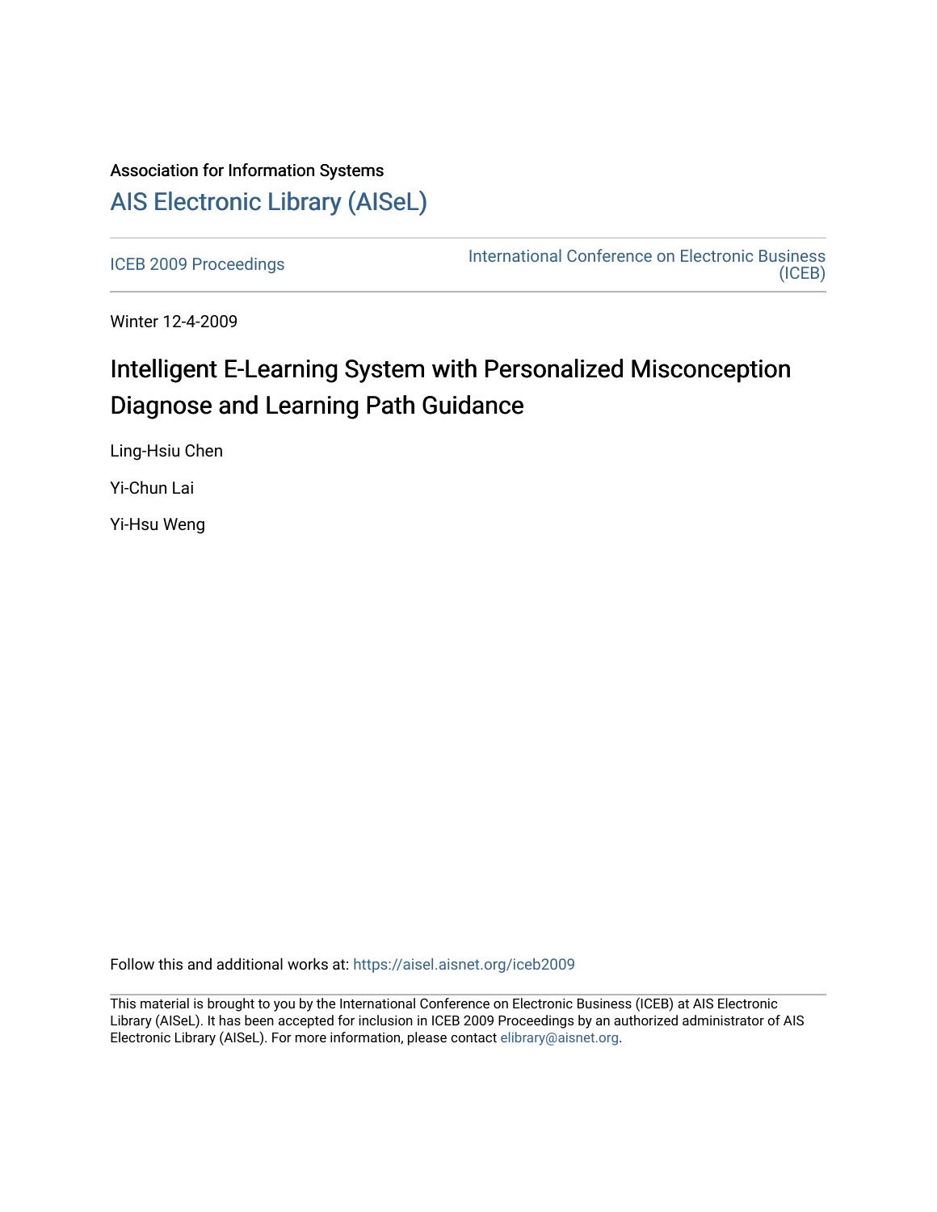Association for Information Systems

# AIS Electronic Library (AISeL)

ICEB 2009 Proceedings

International Conference on Electronic Business (ICEB)

Winter 12-4-2009

# Intelligent E-Learning System with Personalized Misconception Diagnose and Learning Path Guidance

Ling-Hsiu Chen

Yi-Chun Lai

Yi-Hsu Weng

Follow this and additional works at: https://aisel.aisnet.org/iceb2009

This material is brought to you by the International Conference on Electronic Business (ICEB) at AIS Electronic Library (AISeL). It has been accepted for inclusion in ICEB 2009 Proceedings by an authorized administrator of AIS Electronic Library (AISeL). For more information, please contact elibrary@aisnet.org.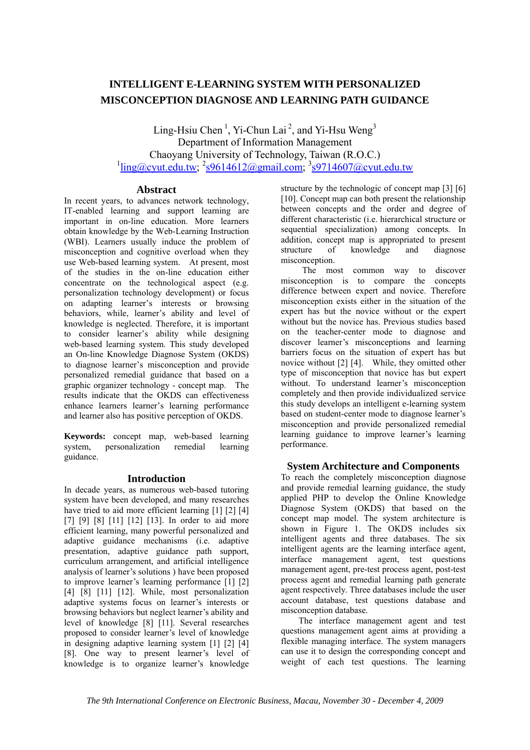# INTELLIGENT E-LEARNING SYSTEM WITH PERSONALIZED MISCONCEPTION DIAGNOSE AND LEARNING PATH GUIDANCE

Ling-Hsiu Chen [1], Yi-Chun Lai [2], and Yi-Hsu Weng[3]
Department of Information Management
Chaoyang University of Technology, Taiwan (R.O.C.)
[1]ling@cyut.edu.tw; [2]s9614612@gmail.com; [3]s9714607@cyut.edu.tw

## Abstract

In recent years, to advances network technology, IT-enabled learning and support learning are important in on-line education. More learners obtain knowledge by the Web-Learning Instruction (WBI). Learners usually induce the problem of misconception and cognitive overload when they use Web-based learning system. At present, most of the studies in the on-line education either concentrate on the technological aspect (e.g. personalization technology development) or focus on adapting learner's interests or browsing behaviors, while, learner's ability and level of knowledge is neglected. Therefore, it is important to consider learner's ability while designing web-based learning system. This study developed an On-line Knowledge Diagnose System (OKDS) to diagnose learner's misconception and provide personalized remedial guidance that based on a graphic organizer technology - concept map. The results indicate that the OKDS can effectiveness enhance learners learner's learning performance and learner also has positive perception of OKDS.

**Keywords:** concept map, web-based learning system, personalization remedial learning guidance.

## Introduction

In decade years, as numerous web-based tutoring system have been developed, and many researches have tried to aid more efficient learning [1] [2] [4] [7] [9] [8] [11] [12] [13]. In order to aid more efficient learning, many powerful personalized and adaptive guidance mechanisms (i.e. adaptive presentation, adaptive guidance path support, curriculum arrangement, and artificial intelligence analysis of learner's solutions ) have been proposed to improve learner's learning performance [1] [2] [4] [8] [11] [12]. While, most personalization adaptive systems focus on learner's interests or browsing behaviors but neglect learner's ability and level of knowledge [8] [11]. Several researches proposed to consider learner's level of knowledge in designing adaptive learning system [1] [2] [4] [8]. One way to present learner's level of knowledge is to organize learner's knowledge structure by the technologic of concept map [3] [6] [10]. Concept map can both present the relationship between concepts and the order and degree of different characteristic (i.e. hierarchical structure or sequential specialization) among concepts. In addition, concept map is appropriated to present structure of knowledge and diagnose misconception.

The most common way to discover misconception is to compare the concepts difference between expert and novice. Therefore misconception exists either in the situation of the expert has but the novice without or the expert without but the novice has. Previous studies based on the teacher-center mode to diagnose and discover learner's misconceptions and learning barriers focus on the situation of expert has but novice without [2] [4]. While, they omitted other type of misconception that novice has but expert without. To understand learner's misconception completely and then provide individualized service this study develops an intelligent e-learning system based on student-center mode to diagnose learner's misconception and provide personalized remedial learning guidance to improve learner's learning performance.

## System Architecture and Components

To reach the completely misconception diagnose and provide remedial learning guidance, the study applied PHP to develop the Online Knowledge Diagnose System (OKDS) that based on the concept map model. The system architecture is shown in Figure 1. The OKDS includes six intelligent agents and three databases. The six intelligent agents are the learning interface agent, interface management agent, test questions management agent, pre-test process agent, post-test process agent and remedial learning path generate agent respectively. Three databases include the user account database, test questions database and misconception database.

The interface management agent and test questions management agent aims at providing a flexible managing interface. The system managers can use it to design the corresponding concept and weight of each test questions. The learning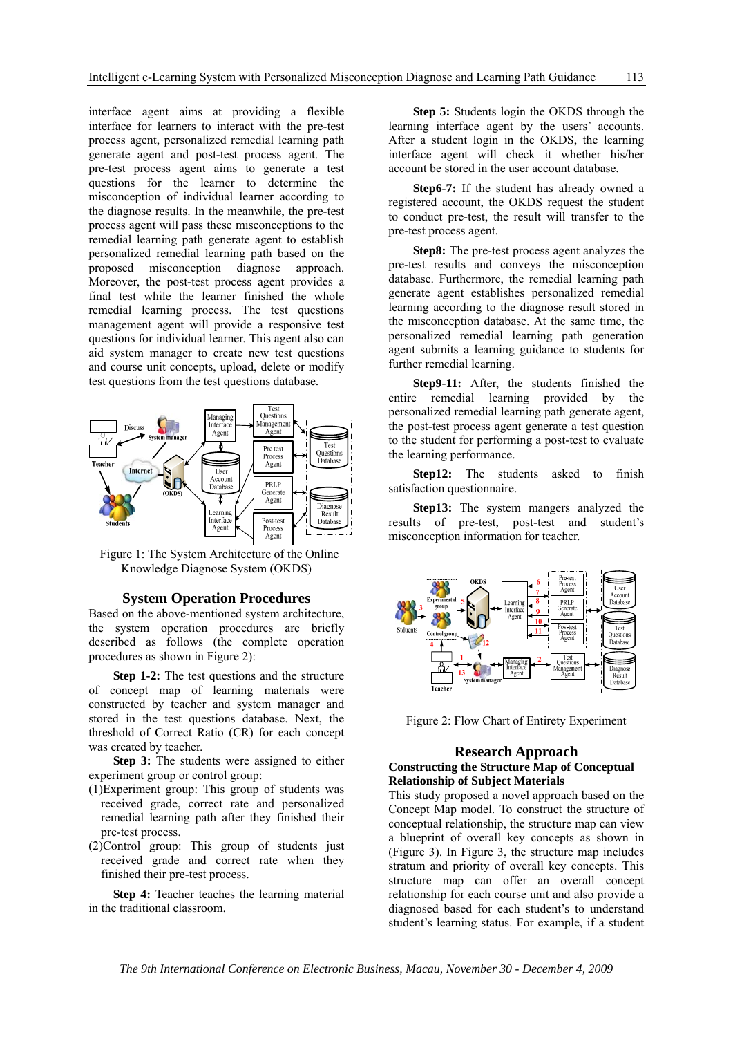interface agent aims at providing a flexible interface for learners to interact with the pre-test process agent, personalized remedial learning path generate agent and post-test process agent. The pre-test process agent aims to generate a test questions for the learner to determine the misconception of individual learner according to the diagnose results. In the meanwhile, the pre-test process agent will pass these misconceptions to the remedial learning path generate agent to establish personalized remedial learning path based on the proposed misconception diagnose approach. Moreover, the post-test process agent provides a final test while the learner finished the whole remedial learning process. The test questions management agent will provide a responsive test questions for individual learner. This agent also can aid system manager to create new test questions and course unit concepts, upload, delete or modify test questions from the test questions database.

Figure 1: The System Architecture of the Online Knowledge Diagnose System (OKDS)

## System Operation Procedures

Based on the above-mentioned system architecture, the system operation procedures are briefly described as follows (the complete operation procedures as shown in Figure 2):

**Step 1-2:** The test questions and the structure of concept map of learning materials were constructed by teacher and system manager and stored in the test questions database. Next, the threshold of Correct Ratio (CR) for each concept was created by teacher.

**Step 3:** The students were assigned to either experiment group or control group:

(1)Experiment group: This group of students was received grade, correct rate and personalized remedial learning path after they finished their pre-test process.

(2)Control group: This group of students just received grade and correct rate when they finished their pre-test process.

**Step 4:** Teacher teaches the learning material in the traditional classroom.

**Step 5:** Students login the OKDS through the learning interface agent by the users' accounts. After a student login in the OKDS, the learning interface agent will check it whether his/her account be stored in the user account database.

**Step6-7:** If the student has already owned a registered account, the OKDS request the student to conduct pre-test, the result will transfer to the pre-test process agent.

**Step8:** The pre-test process agent analyzes the pre-test results and conveys the misconception database. Furthermore, the remedial learning path generate agent establishes personalized remedial learning according to the diagnose result stored in the misconception database. At the same time, the personalized remedial learning path generation agent submits a learning guidance to students for further remedial learning.

**Step9-11:** After, the students finished the entire remedial learning provided by the personalized remedial learning path generate agent, the post-test process agent generate a test question to the student for performing a post-test to evaluate the learning performance.

**Step12:** The students asked to finish satisfaction questionnaire.

**Step13:** The system mangers analyzed the results of pre-test, post-test and student's misconception information for teacher.

Figure 2: Flow Chart of Entirety Experiment

## Research Approach

### Constructing the Structure Map of Conceptual Relationship of Subject Materials

This study proposed a novel approach based on the Concept Map model. To construct the structure of conceptual relationship, the structure map can view a blueprint of overall key concepts as shown in (Figure 3). In Figure 3, the structure map includes stratum and priority of overall key concepts. This structure map can offer an overall concept relationship for each course unit and also provide a diagnosed based for each student's to understand student's learning status. For example, if a student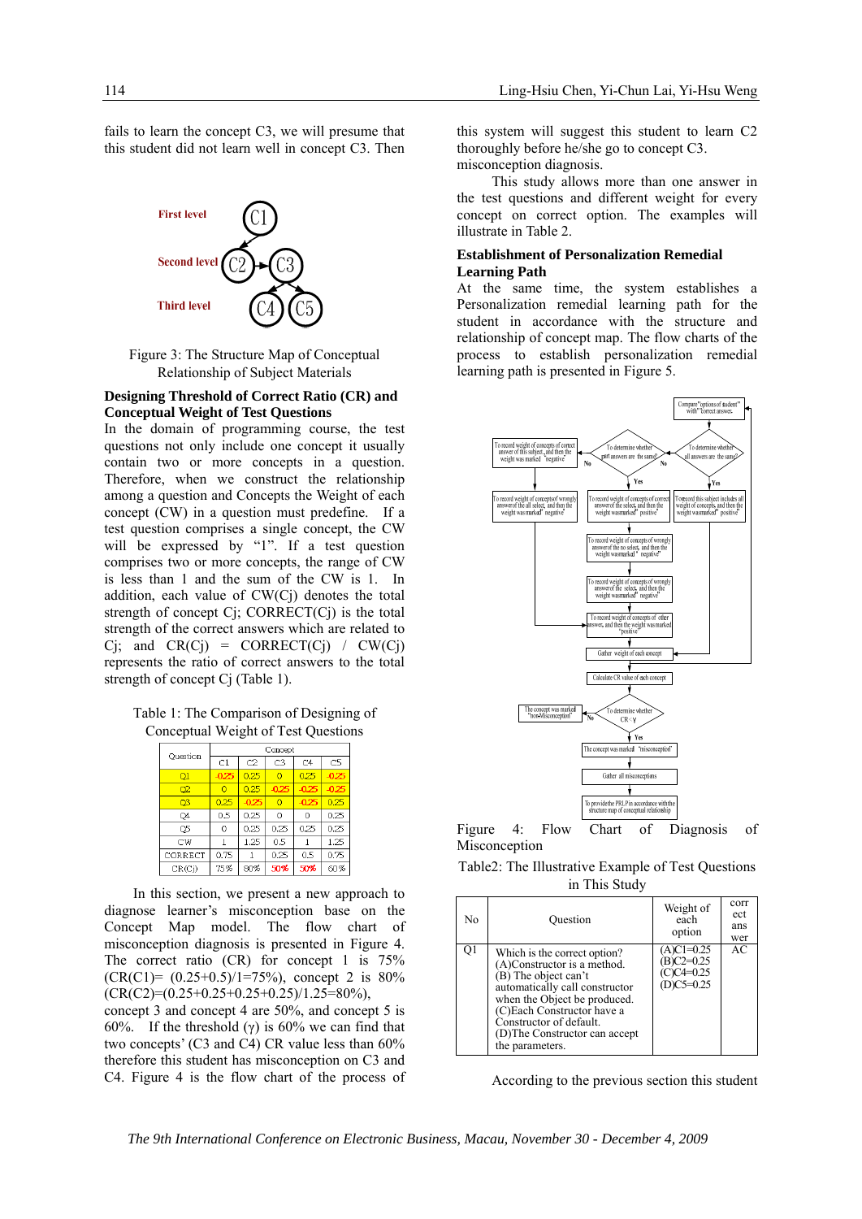fails to learn the concept C3, we will presume that this student did not learn well in concept C3. Then this system will suggest this student to learn C2 thoroughly before he/she go to concept C3.

Figure 3: The Structure Map of Conceptual Relationship of Subject Materials

### Designing Threshold of Correct Ratio (CR) and Conceptual Weight of Test Questions

In the domain of programming course, the test questions not only include one concept it usually contain two or more concepts in a question. Therefore, when we construct the relationship among a question and Concepts the Weight of each concept (CW) in a question must predefine. If a test question comprises a single concept, the CW will be expressed by "1". If a test question comprises two or more concepts, the range of CW is less than 1 and the sum of the CW is 1. In addition, each value of CW(Cj) denotes the total strength of concept Cj; CORRECT(Cj) is the total strength of the correct answers which are related to Cj; and CR(Cj) = CORRECT(Cj) / CW(Cj) represents the ratio of correct answers to the total strength of concept Cj (Table 1).

Table 1: The Comparison of Designing of Conceptual Weight of Test Questions

| Question | Concept | | | | |
|---|---|---|---|---|---|
| | C1 | C2 | C3 | C4 | C5 |
| Q1 | -0.25 | 0.25 | 0 | 0.25 | -0.25 |
| Q2 | 0 | 0.25 | -0.25 | -0.25 | -0.25 |
| Q3 | 0.25 | -0.25 | 0 | -0.25 | 0.25 |
| Q4 | 0.5 | 0.25 | 0 | 0 | 0.25 |
| Q5 | 0 | 0.25 | 0.25 | 0.25 | 0.25 |
| CW | 1 | 1.25 | 0.5 | 1 | 1.25 |
| CORRECT | 0.75 | 1 | 0.25 | 0.5 | 0.75 |
| CR(Cj) | 75% | 80% | 50% | 50% | 60% |

In this section, we present a new approach to diagnose learner's misconception base on the Concept Map model. The flow chart of misconception diagnosis is presented in Figure 4. The correct ratio (CR) for concept 1 is 75% (CR(C1)= (0.25+0.5)/1=75%), concept 2 is 80% (CR(C2)=(0.25+0.25+0.25+0.25)/1.25=80%), concept 3 and concept 4 are 50%, and concept 5 is 60%. If the threshold ($\gamma$) is 60% we can find that two concepts' (C3 and C4) CR value less than 60% therefore this student has misconception on C3 and C4. Figure 4 is the flow chart of the process of misconception diagnosis.

This study allows more than one answer in the test questions and different weight for every concept on correct option. The examples will illustrate in Table 2.

### Establishment of Personalization Remedial Learning Path

At the same time, the system establishes a Personalization remedial learning path for the student in accordance with the structure and relationship of concept map. The flow charts of the process to establish personalization remedial learning path is presented in Figure 5.

Figure 4: Flow Chart of Diagnosis of Misconception

Table2: The Illustrative Example of Test Questions in This Study

| No | Question | Weight of each option | correct answer |
|---|---|---|---|
| Q1 | Which is the correct option? (A)Constructor is a method. (B) The object can't automatically call constructor when the Object be produced. (C)Each Constructor have a Constructor of default. (D)The Constructor can accept the parameters. | (A)C1=0.25 (B)C2=0.25 (C)C4=0.25 (D)C5=0.25 | AC |

According to the previous section this student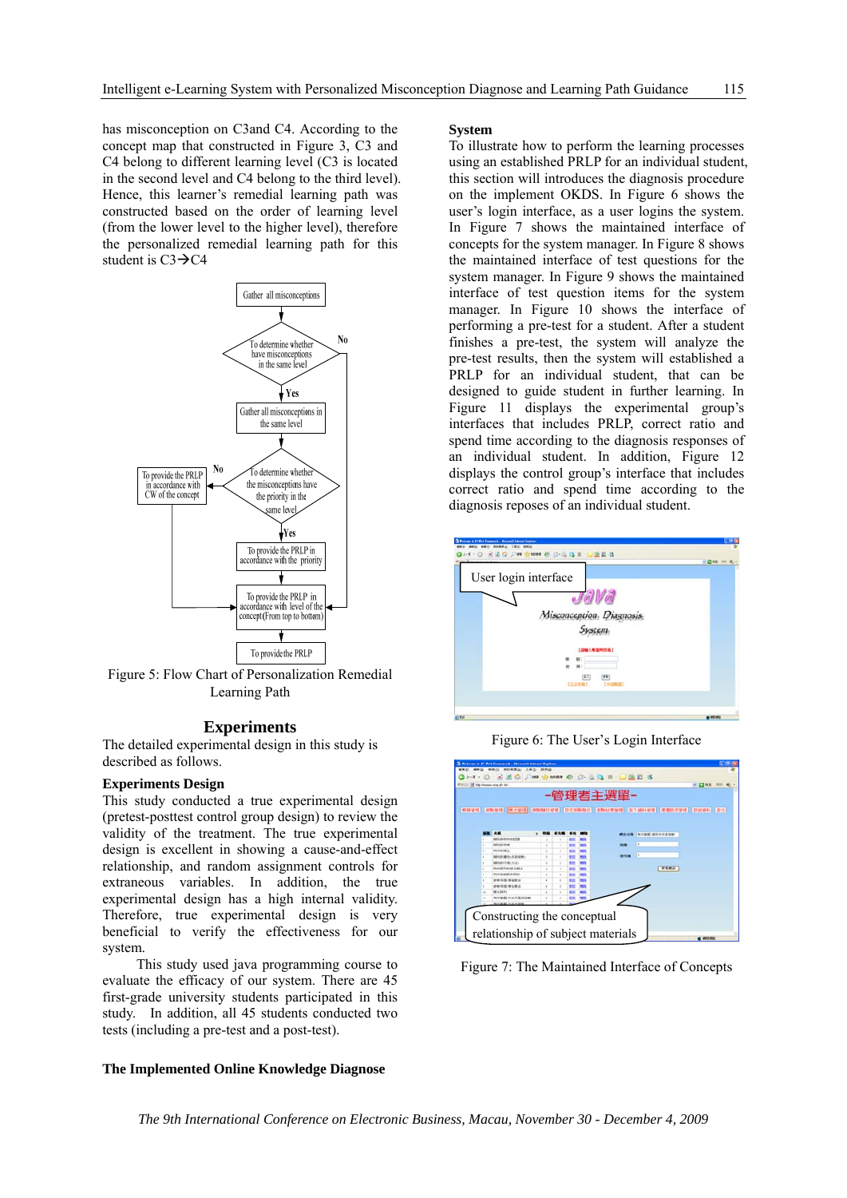has misconception on C3and C4. According to the concept map that constructed in Figure 3, C3 and C4 belong to different learning level (C3 is located in the second level and C4 belong to the third level). Hence, this learner's remedial learning path was constructed based on the order of learning level (from the lower level to the higher level), therefore the personalized remedial learning path for this student is C3→C4

Figure 5: Flow Chart of Personalization Remedial Learning Path

## Experiments

The detailed experimental design in this study is described as follows.

### Experiments Design

This study conducted a true experimental design (pretest-posttest control group design) to review the validity of the treatment. The true experimental design is excellent in showing a cause-and-effect relationship, and random assignment controls for extraneous variables. In addition, the true experimental design has a high internal validity. Therefore, true experimental design is very beneficial to verify the effectiveness for our system.

This study used java programming course to evaluate the efficacy of our system. There are 45 first-grade university students participated in this study. In addition, all 45 students conducted two tests (including a pre-test and a post-test).

### The Implemented Online Knowledge Diagnose System

To illustrate how to perform the learning processes using an established PRLP for an individual student, this section will introduces the diagnosis procedure on the implement OKDS. In Figure 6 shows the user's login interface, as a user logins the system. In Figure 7 shows the maintained interface of concepts for the system manager. In Figure 8 shows the maintained interface of test questions for the system manager. In Figure 9 shows the maintained interface of test question items for the system manager. In Figure 10 shows the interface of performing a pre-test for a student. After a student finishes a pre-test, the system will analyze the pre-test results, then the system will established a PRLP for an individual student, that can be designed to guide student in further learning. In Figure 11 displays the experimental group's interfaces that includes PRLP, correct ratio and spend time according to the diagnosis responses of an individual student. In addition, Figure 12 displays the control group's interface that includes correct ratio and spend time according to the diagnosis reposes of an individual student.

Figure 6: The User's Login Interface

Figure 7: The Maintained Interface of Concepts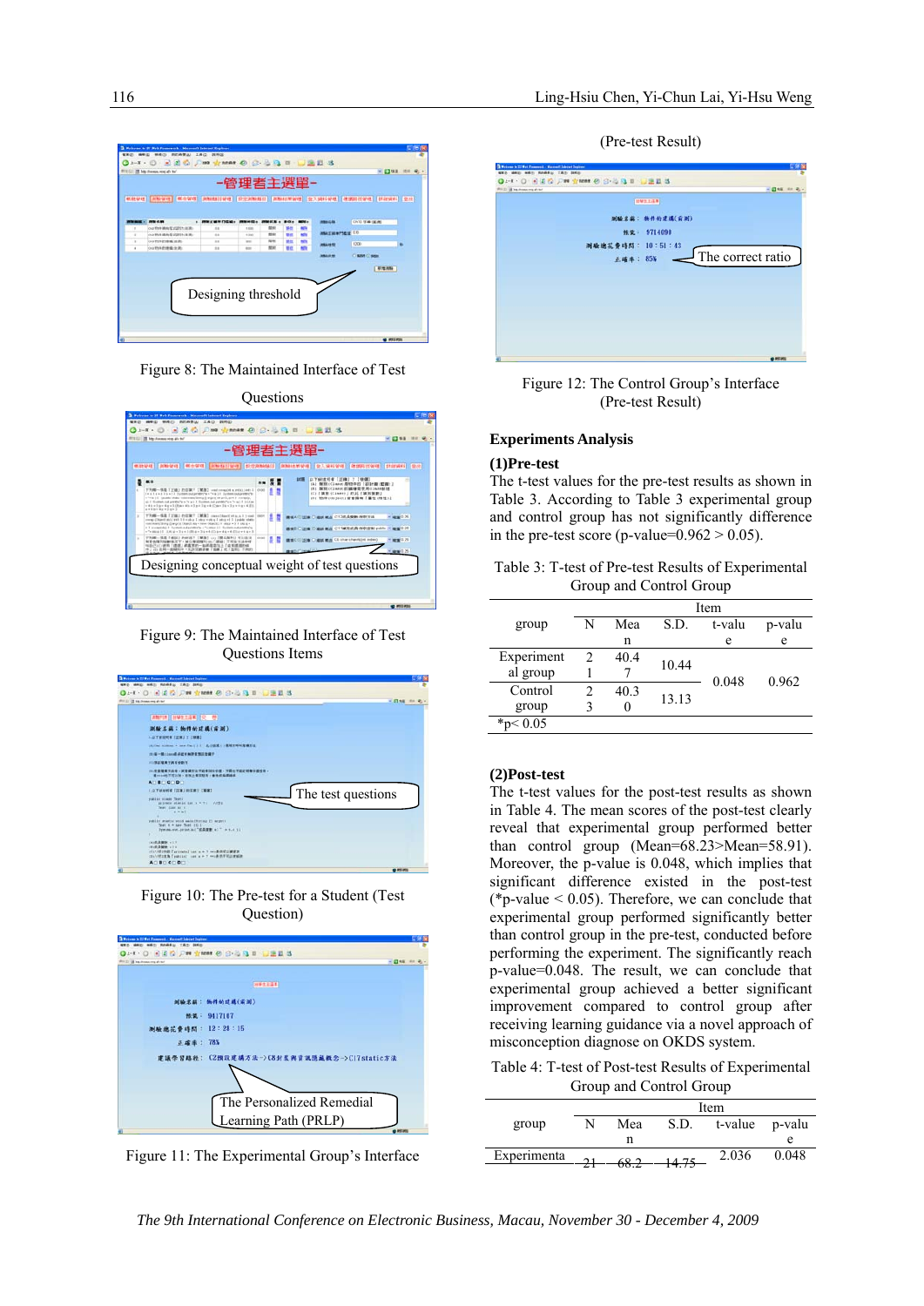Designing threshold

Figure 8: The Maintained Interface of Test Questions

Designing conceptual weight of test questions

Figure 9: The Maintained Interface of Test Questions Items

The test questions

Figure 10: The Pre-test for a Student (Test Question)

The Personalized Remedial Learning Path (PRLP)

Figure 11: The Experimental Group's Interface

(Pre-test Result)

The correct ratio

Figure 12: The Control Group's Interface (Pre-test Result)

## Experiments Analysis

### (1)Pre-test

The t-test values for the pre-test results as shown in Table 3. According to Table 3 experimental group and control group has not significantly difference in the pre-test score (p-value=0.962 > 0.05).

Table 3: T-test of Pre-test Results of Experimental Group and Control Group

| group | Item | | | | |
|---|---|---|---|---|---|
| | N | Mean | S.D. | t-value | p-value |
| Experimental group | 21 | 40.47 | 10.44 | 0.048 | 0.962 |
| Control group | 23 | 40.30 | 13.13 | | |

*p< 0.05

### (2)Post-test

The t-test values for the post-test results as shown in Table 4. The mean scores of the post-test clearly reveal that experimental group performed better than control group (Mean=68.23>Mean=58.91). Moreover, the p-value is 0.048, which implies that significant difference existed in the post-test (*p-value < 0.05). Therefore, we can conclude that experimental group performed significantly better than control group in the pre-test, conducted before performing the experiment. The significantly reach p-value=0.048. The result, we can conclude that experimental group achieved a better significant improvement compared to control group after receiving learning guidance via a novel approach of misconception diagnose on OKDS system.

Table 4: T-test of Post-test Results of Experimental Group and Control Group

| group | Item | | | | |
|---|---|---|---|---|---|
| | N | Mean | S.D. | t-value | p-value |
| Experimenta | 21 | 68.2 | 14.75 | 2.036 | 0.048 |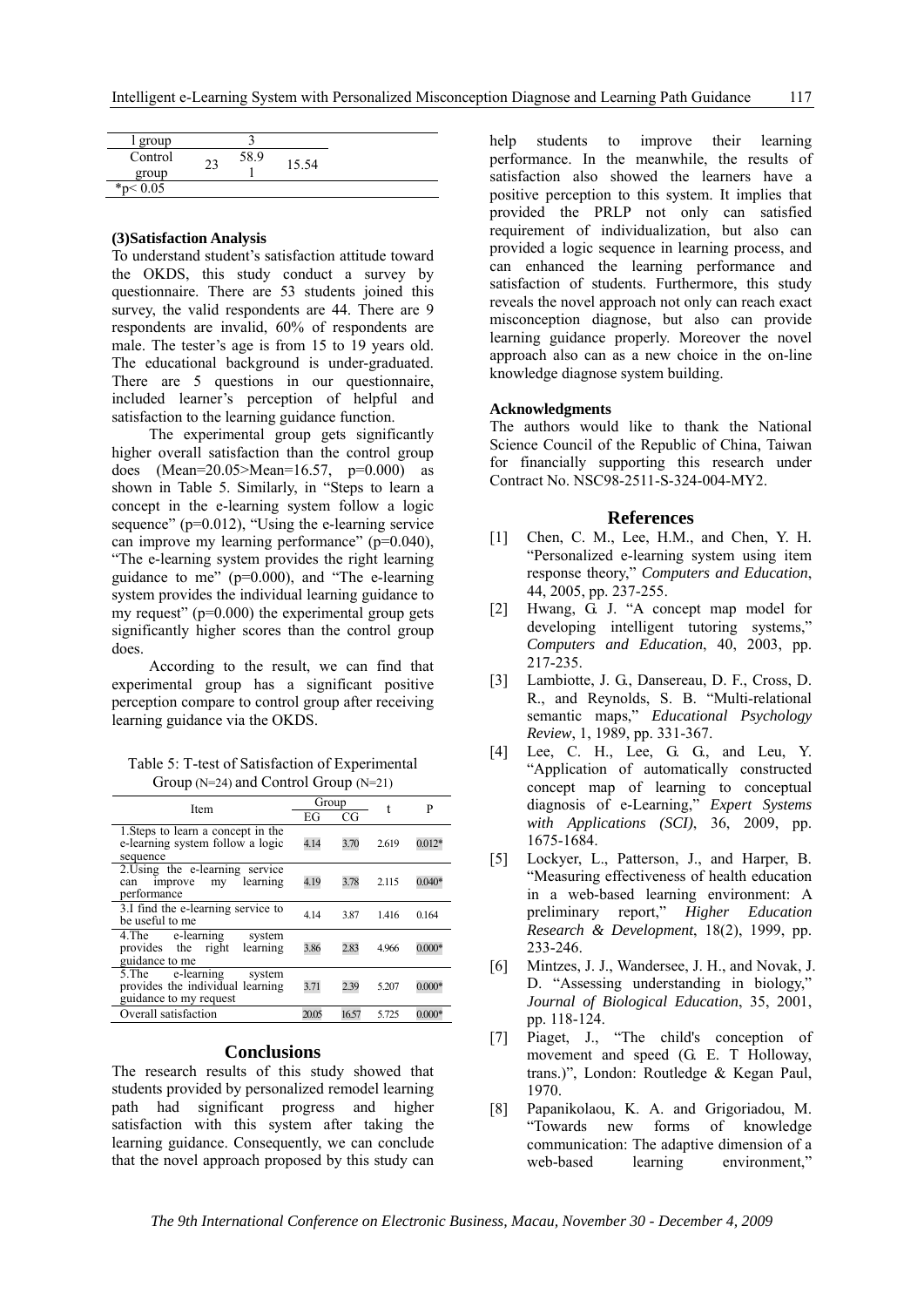| l group | | 3 | |
|---|---|---|---|
| Control group | 23 | 58.9 1 | 15.54 |

*p< 0.05

**(3)Satisfaction Analysis**

To understand student's satisfaction attitude toward the OKDS, this study conduct a survey by questionnaire. There are 53 students joined this survey, the valid respondents are 44. There are 9 respondents are invalid, 60% of respondents are male. The tester's age is from 15 to 19 years old. The educational background is under-graduated. There are 5 questions in our questionnaire, included learner's perception of helpful and satisfaction to the learning guidance function.

The experimental group gets significantly higher overall satisfaction than the control group does (Mean=20.05>Mean=16.57, p=0.000) as shown in Table 5. Similarly, in "Steps to learn a concept in the e-learning system follow a logic sequence" (p=0.012), "Using the e-learning service can improve my learning performance" (p=0.040), "The e-learning system provides the right learning guidance to me" (p=0.000), and "The e-learning system provides the individual learning guidance to my request" (p=0.000) the experimental group gets significantly higher scores than the control group does.

According to the result, we can find that experimental group has a significant positive perception compare to control group after receiving learning guidance via the OKDS.

Table 5: T-test of Satisfaction of Experimental Group (N=24) and Control Group (N=21)

| Item | Group | | t | P |
|---|---|---|---|---|
| | EG | CG | | |
| 1.Steps to learn a concept in the e-learning system follow a logic sequence | 4.14 | 3.70 | 2.619 | 0.012* |
| 2.Using the e-learning service can improve my learning performance | 4.19 | 3.78 | 2.115 | 0.040* |
| 3.I find the e-learning service to be useful to me | 4.14 | 3.87 | 1.416 | 0.164 |
| 4.The e-learning system provides the right learning guidance to me | 3.86 | 2.83 | 4.966 | 0.000* |
| 5.The e-learning system provides the individual learning guidance to my request | 3.71 | 2.39 | 5.207 | 0.000* |
| Overall satisfaction | 20.05 | 16.57 | 5.725 | 0.000* |

## Conclusions

The research results of this study showed that students provided by personalized remodel learning path had significant progress and higher satisfaction with this system after taking the learning guidance. Consequently, we can conclude that the novel approach proposed by this study can help students to improve their learning performance. In the meanwhile, the results of satisfaction also showed the learners have a positive perception to this system. It implies that provided the PRLP not only can satisfied requirement of individualization, but also can provided a logic sequence in learning process, and can enhanced the learning performance and satisfaction of students. Furthermore, this study reveals the novel approach not only can reach exact misconception diagnose, but also can provide learning guidance properly. Moreover the novel approach also can as a new choice in the on-line knowledge diagnose system building.

**Acknowledgments**

The authors would like to thank the National Science Council of the Republic of China, Taiwan for financially supporting this research under Contract No. NSC98-2511-S-324-004-MY2.

## References

[1] Chen, C. M., Lee, H.M., and Chen, Y. H. "Personalized e-learning system using item response theory," *Computers and Education*, 44, 2005, pp. 237-255.

[2] Hwang, G. J. "A concept map model for developing intelligent tutoring systems," *Computers and Education*, 40, 2003, pp. 217-235.

[3] Lambiotte, J. G., Dansereau, D. F., Cross, D. R., and Reynolds, S. B. "Multi-relational semantic maps," *Educational Psychology Review*, 1, 1989, pp. 331-367.

[4] Lee, C. H., Lee, G. G., and Leu, Y. "Application of automatically constructed concept map of learning to conceptual diagnosis of e-Learning," *Expert Systems with Applications (SCI)*, 36, 2009, pp. 1675-1684.

[5] Lockyer, L., Patterson, J., and Harper, B. "Measuring effectiveness of health education in a web-based learning environment: A preliminary report," *Higher Education Research & Development*, 18(2), 1999, pp. 233-246.

[6] Mintzes, J. J., Wandersee, J. H., and Novak, J. D. "Assessing understanding in biology," *Journal of Biological Education*, 35, 2001, pp. 118-124.

[7] Piaget, J., "The child's conception of movement and speed (G. E. T Holloway, trans.)", London: Routledge & Kegan Paul, 1970.

[8] Papanikolaou, K. A. and Grigoriadou, M. "Towards new forms of knowledge communication: The adaptive dimension of a web-based learning environment,"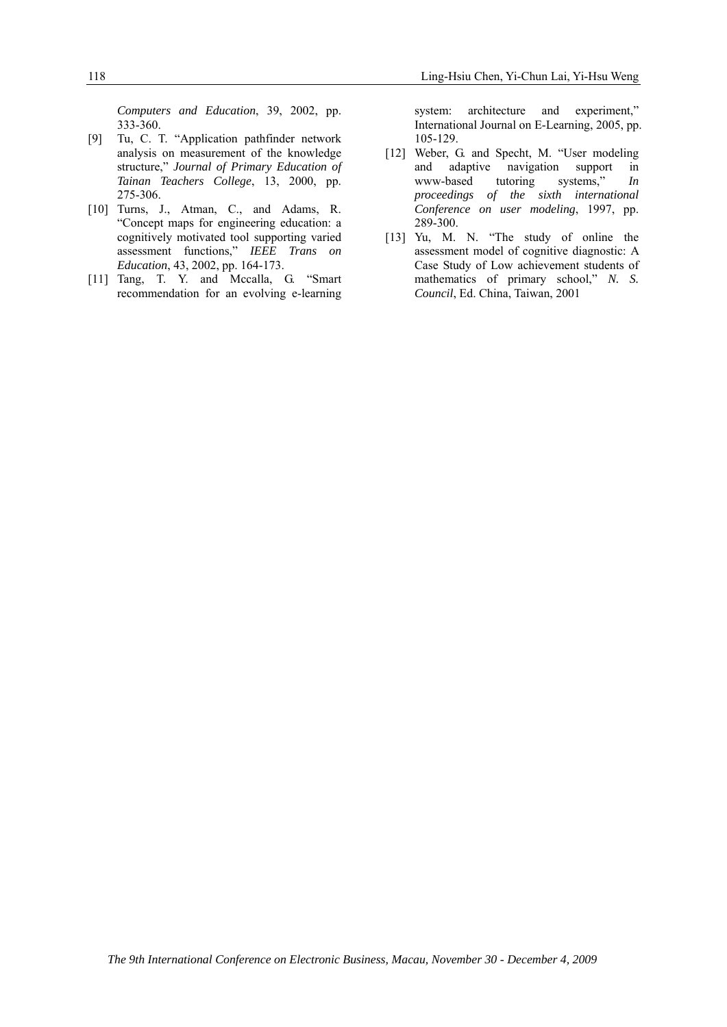*Computers and Education*, 39, 2002, pp. 333-360.

[9] Tu, C. T. "Application pathfinder network analysis on measurement of the knowledge structure," *Journal of Primary Education of Tainan Teachers College*, 13, 2000, pp. 275-306.

[10] Turns, J., Atman, C., and Adams, R. "Concept maps for engineering education: a cognitively motivated tool supporting varied assessment functions," *IEEE Trans on Education*, 43, 2002, pp. 164-173.

[11] Tang, T. Y. and Mccalla, G. "Smart recommendation for an evolving e-learning system: architecture and experiment," International Journal on E-Learning, 2005, pp. 105-129.

[12] Weber, G. and Specht, M. "User modeling and adaptive navigation support in www-based tutoring systems," *In proceedings of the sixth international Conference on user modeling*, 1997, pp. 289-300.

[13] Yu, M. N. "The study of online the assessment model of cognitive diagnostic: A Case Study of Low achievement students of mathematics of primary school," *N. S. Council*, Ed. China, Taiwan, 2001